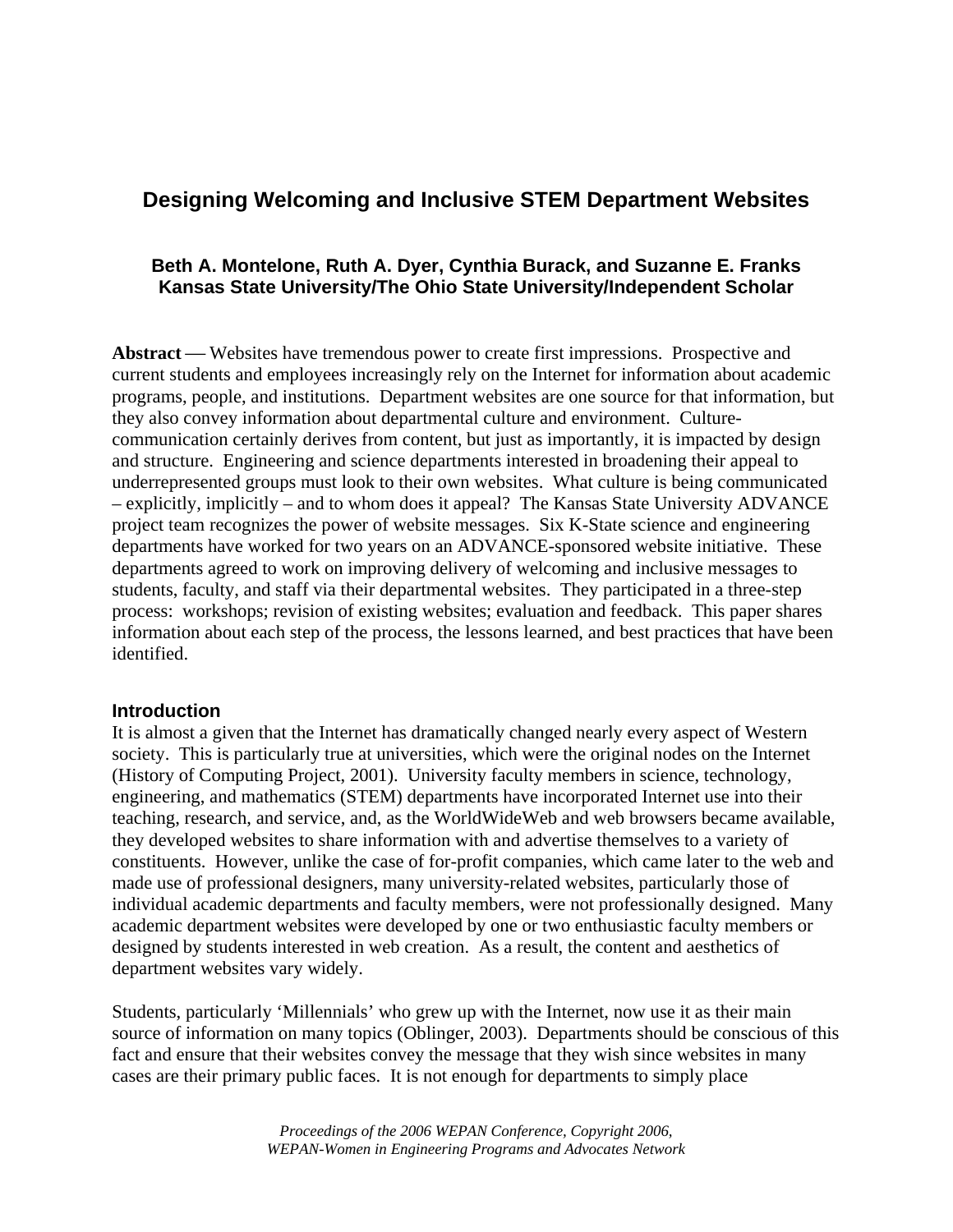# Designing Welcoming and Inclusive STEM Department Websites

**Beth A. Montelone, Ruth A. Dyer, Cynthia Burack, and Suzanne E. Franks**
**Kansas State University/The Ohio State University/Independent Scholar**

**Abstract** — Websites have tremendous power to create first impressions. Prospective and current students and employees increasingly rely on the Internet for information about academic programs, people, and institutions. Department websites are one source for that information, but they also convey information about departmental culture and environment. Culture-communication certainly derives from content, but just as importantly, it is impacted by design and structure. Engineering and science departments interested in broadening their appeal to underrepresented groups must look to their own websites. What culture is being communicated – explicitly, implicitly – and to whom does it appeal? The Kansas State University ADVANCE project team recognizes the power of website messages. Six K-State science and engineering departments have worked for two years on an ADVANCE-sponsored website initiative. These departments agreed to work on improving delivery of welcoming and inclusive messages to students, faculty, and staff via their departmental websites. They participated in a three-step process: workshops; revision of existing websites; evaluation and feedback. This paper shares information about each step of the process, the lessons learned, and best practices that have been identified.

## Introduction

It is almost a given that the Internet has dramatically changed nearly every aspect of Western society. This is particularly true at universities, which were the original nodes on the Internet (History of Computing Project, 2001). University faculty members in science, technology, engineering, and mathematics (STEM) departments have incorporated Internet use into their teaching, research, and service, and, as the WorldWideWeb and web browsers became available, they developed websites to share information with and advertise themselves to a variety of constituents. However, unlike the case of for-profit companies, which came later to the web and made use of professional designers, many university-related websites, particularly those of individual academic departments and faculty members, were not professionally designed. Many academic department websites were developed by one or two enthusiastic faculty members or designed by students interested in web creation. As a result, the content and aesthetics of department websites vary widely.

Students, particularly 'Millennials' who grew up with the Internet, now use it as their main source of information on many topics (Oblinger, 2003). Departments should be conscious of this fact and ensure that their websites convey the message that they wish since websites in many cases are their primary public faces. It is not enough for departments to simply place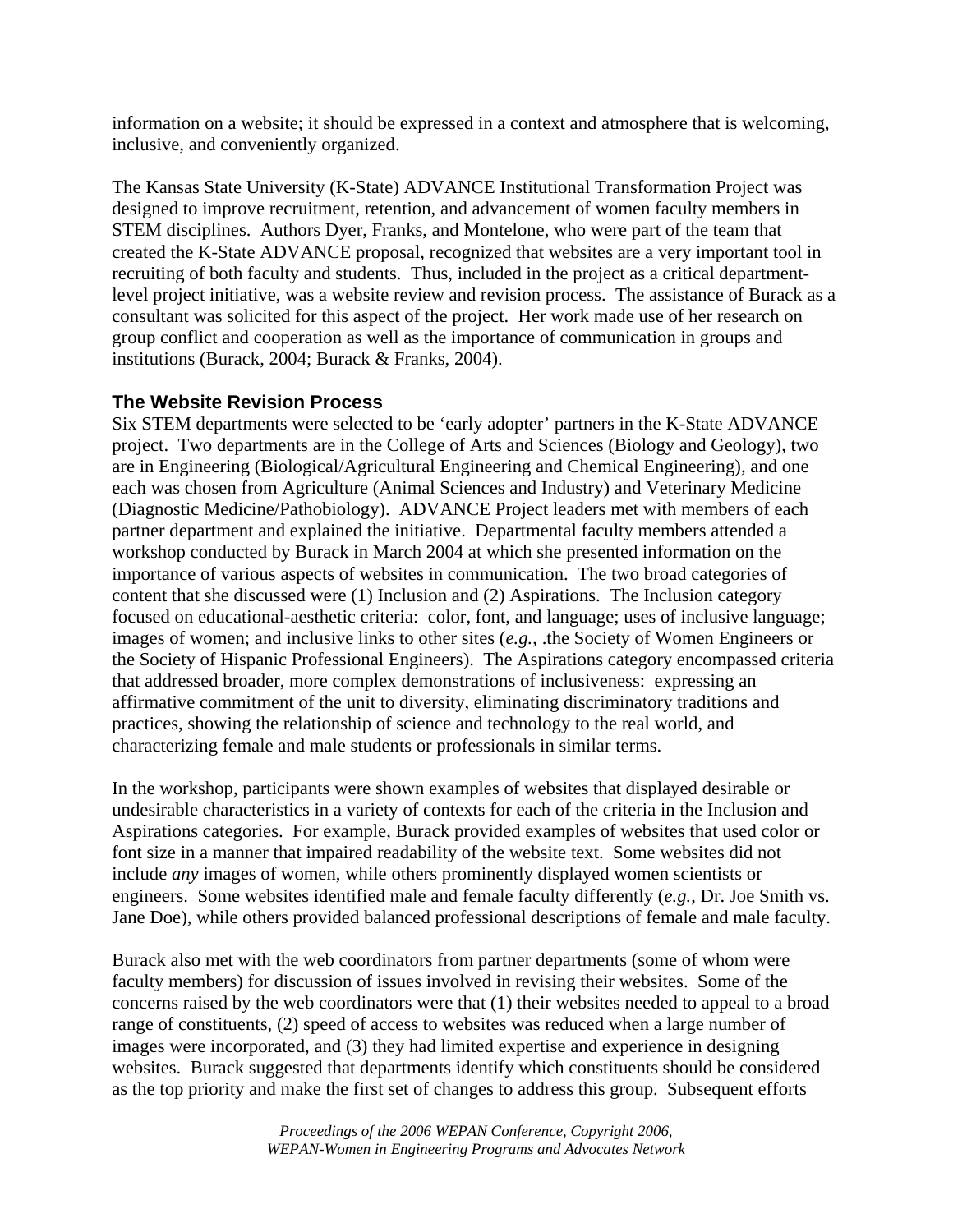information on a website; it should be expressed in a context and atmosphere that is welcoming, inclusive, and conveniently organized.

The Kansas State University (K-State) ADVANCE Institutional Transformation Project was designed to improve recruitment, retention, and advancement of women faculty members in STEM disciplines. Authors Dyer, Franks, and Montelone, who were part of the team that created the K-State ADVANCE proposal, recognized that websites are a very important tool in recruiting of both faculty and students. Thus, included in the project as a critical department-level project initiative, was a website review and revision process. The assistance of Burack as a consultant was solicited for this aspect of the project. Her work made use of her research on group conflict and cooperation as well as the importance of communication in groups and institutions (Burack, 2004; Burack & Franks, 2004).

### The Website Revision Process

Six STEM departments were selected to be 'early adopter' partners in the K-State ADVANCE project. Two departments are in the College of Arts and Sciences (Biology and Geology), two are in Engineering (Biological/Agricultural Engineering and Chemical Engineering), and one each was chosen from Agriculture (Animal Sciences and Industry) and Veterinary Medicine (Diagnostic Medicine/Pathobiology). ADVANCE Project leaders met with members of each partner department and explained the initiative. Departmental faculty members attended a workshop conducted by Burack in March 2004 at which she presented information on the importance of various aspects of websites in communication. The two broad categories of content that she discussed were (1) Inclusion and (2) Aspirations. The Inclusion category focused on educational-aesthetic criteria: color, font, and language; uses of inclusive language; images of women; and inclusive links to other sites (*e.g.*, .the Society of Women Engineers or the Society of Hispanic Professional Engineers). The Aspirations category encompassed criteria that addressed broader, more complex demonstrations of inclusiveness: expressing an affirmative commitment of the unit to diversity, eliminating discriminatory traditions and practices, showing the relationship of science and technology to the real world, and characterizing female and male students or professionals in similar terms.

In the workshop, participants were shown examples of websites that displayed desirable or undesirable characteristics in a variety of contexts for each of the criteria in the Inclusion and Aspirations categories. For example, Burack provided examples of websites that used color or font size in a manner that impaired readability of the website text. Some websites did not include *any* images of women, while others prominently displayed women scientists or engineers. Some websites identified male and female faculty differently (*e.g.*, Dr. Joe Smith vs. Jane Doe), while others provided balanced professional descriptions of female and male faculty.

Burack also met with the web coordinators from partner departments (some of whom were faculty members) for discussion of issues involved in revising their websites. Some of the concerns raised by the web coordinators were that (1) their websites needed to appeal to a broad range of constituents, (2) speed of access to websites was reduced when a large number of images were incorporated, and (3) they had limited expertise and experience in designing websites. Burack suggested that departments identify which constituents should be considered as the top priority and make the first set of changes to address this group. Subsequent efforts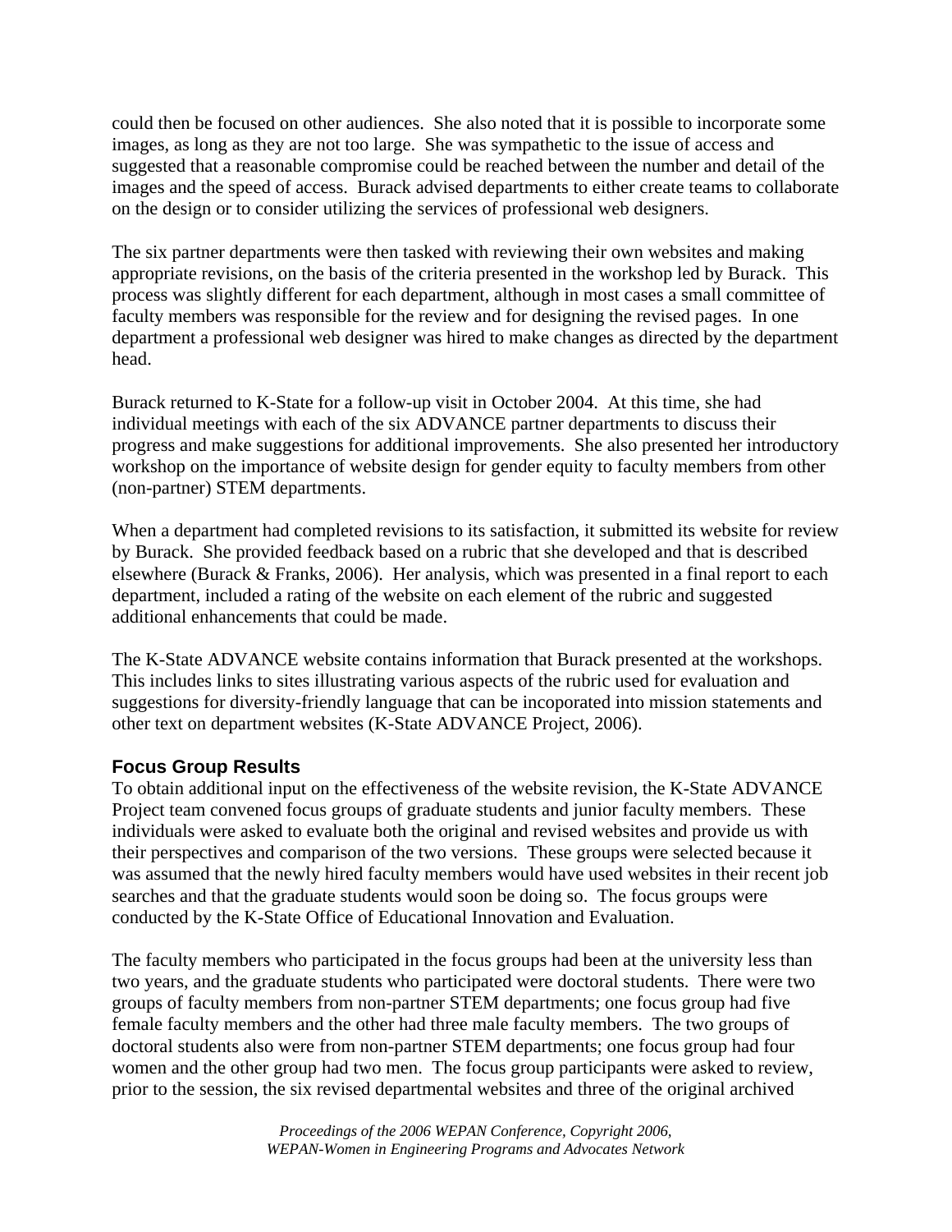could then be focused on other audiences. She also noted that it is possible to incorporate some images, as long as they are not too large. She was sympathetic to the issue of access and suggested that a reasonable compromise could be reached between the number and detail of the images and the speed of access. Burack advised departments to either create teams to collaborate on the design or to consider utilizing the services of professional web designers.

The six partner departments were then tasked with reviewing their own websites and making appropriate revisions, on the basis of the criteria presented in the workshop led by Burack. This process was slightly different for each department, although in most cases a small committee of faculty members was responsible for the review and for designing the revised pages. In one department a professional web designer was hired to make changes as directed by the department head.

Burack returned to K-State for a follow-up visit in October 2004. At this time, she had individual meetings with each of the six ADVANCE partner departments to discuss their progress and make suggestions for additional improvements. She also presented her introductory workshop on the importance of website design for gender equity to faculty members from other (non-partner) STEM departments.

When a department had completed revisions to its satisfaction, it submitted its website for review by Burack. She provided feedback based on a rubric that she developed and that is described elsewhere (Burack & Franks, 2006). Her analysis, which was presented in a final report to each department, included a rating of the website on each element of the rubric and suggested additional enhancements that could be made.

The K-State ADVANCE website contains information that Burack presented at the workshops. This includes links to sites illustrating various aspects of the rubric used for evaluation and suggestions for diversity-friendly language that can be incoporated into mission statements and other text on department websites (K-State ADVANCE Project, 2006).

### Focus Group Results

To obtain additional input on the effectiveness of the website revision, the K-State ADVANCE Project team convened focus groups of graduate students and junior faculty members. These individuals were asked to evaluate both the original and revised websites and provide us with their perspectives and comparison of the two versions. These groups were selected because it was assumed that the newly hired faculty members would have used websites in their recent job searches and that the graduate students would soon be doing so. The focus groups were conducted by the K-State Office of Educational Innovation and Evaluation.

The faculty members who participated in the focus groups had been at the university less than two years, and the graduate students who participated were doctoral students. There were two groups of faculty members from non-partner STEM departments; one focus group had five female faculty members and the other had three male faculty members. The two groups of doctoral students also were from non-partner STEM departments; one focus group had four women and the other group had two men. The focus group participants were asked to review, prior to the session, the six revised departmental websites and three of the original archived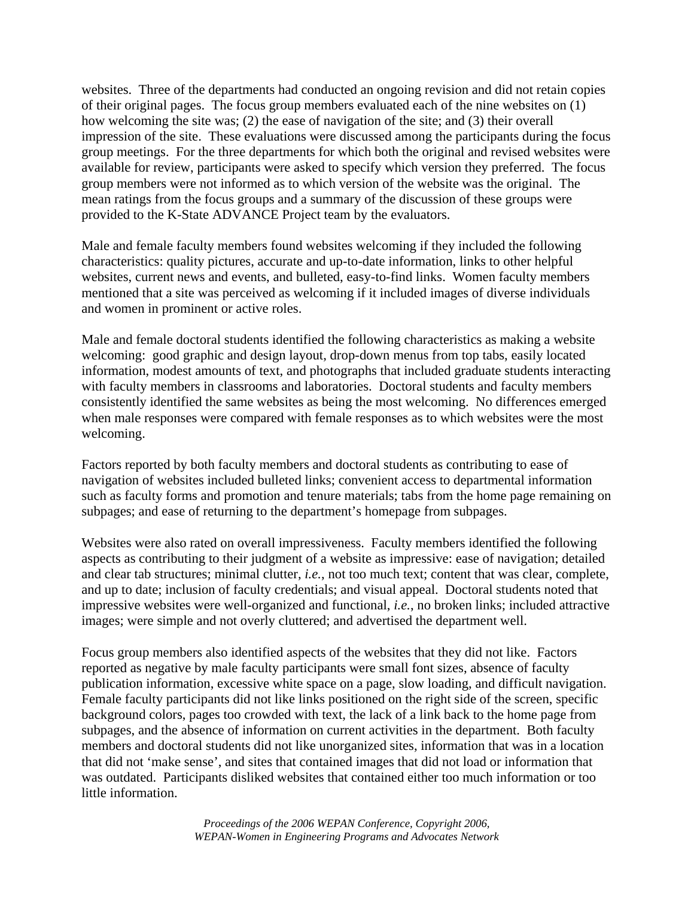websites. Three of the departments had conducted an ongoing revision and did not retain copies of their original pages. The focus group members evaluated each of the nine websites on (1) how welcoming the site was; (2) the ease of navigation of the site; and (3) their overall impression of the site. These evaluations were discussed among the participants during the focus group meetings. For the three departments for which both the original and revised websites were available for review, participants were asked to specify which version they preferred. The focus group members were not informed as to which version of the website was the original. The mean ratings from the focus groups and a summary of the discussion of these groups were provided to the K-State ADVANCE Project team by the evaluators.

Male and female faculty members found websites welcoming if they included the following characteristics: quality pictures, accurate and up-to-date information, links to other helpful websites, current news and events, and bulleted, easy-to-find links. Women faculty members mentioned that a site was perceived as welcoming if it included images of diverse individuals and women in prominent or active roles.

Male and female doctoral students identified the following characteristics as making a website welcoming: good graphic and design layout, drop-down menus from top tabs, easily located information, modest amounts of text, and photographs that included graduate students interacting with faculty members in classrooms and laboratories. Doctoral students and faculty members consistently identified the same websites as being the most welcoming. No differences emerged when male responses were compared with female responses as to which websites were the most welcoming.

Factors reported by both faculty members and doctoral students as contributing to ease of navigation of websites included bulleted links; convenient access to departmental information such as faculty forms and promotion and tenure materials; tabs from the home page remaining on subpages; and ease of returning to the department's homepage from subpages.

Websites were also rated on overall impressiveness. Faculty members identified the following aspects as contributing to their judgment of a website as impressive: ease of navigation; detailed and clear tab structures; minimal clutter, *i.e.*, not too much text; content that was clear, complete, and up to date; inclusion of faculty credentials; and visual appeal. Doctoral students noted that impressive websites were well-organized and functional, *i.e.*, no broken links; included attractive images; were simple and not overly cluttered; and advertised the department well.

Focus group members also identified aspects of the websites that they did not like. Factors reported as negative by male faculty participants were small font sizes, absence of faculty publication information, excessive white space on a page, slow loading, and difficult navigation. Female faculty participants did not like links positioned on the right side of the screen, specific background colors, pages too crowded with text, the lack of a link back to the home page from subpages, and the absence of information on current activities in the department. Both faculty members and doctoral students did not like unorganized sites, information that was in a location that did not 'make sense', and sites that contained images that did not load or information that was outdated. Participants disliked websites that contained either too much information or too little information.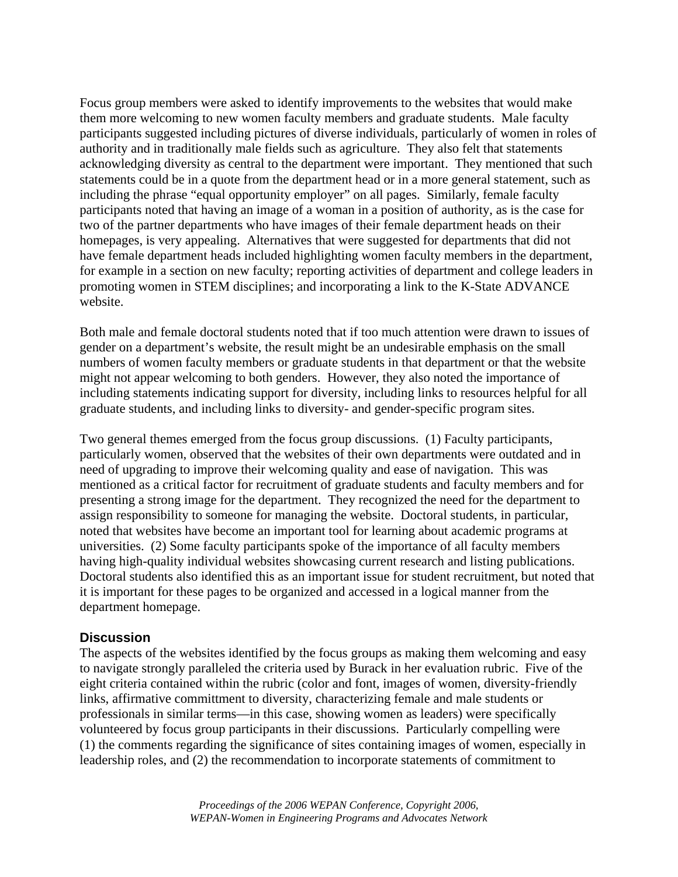Focus group members were asked to identify improvements to the websites that would make them more welcoming to new women faculty members and graduate students. Male faculty participants suggested including pictures of diverse individuals, particularly of women in roles of authority and in traditionally male fields such as agriculture. They also felt that statements acknowledging diversity as central to the department were important. They mentioned that such statements could be in a quote from the department head or in a more general statement, such as including the phrase "equal opportunity employer" on all pages. Similarly, female faculty participants noted that having an image of a woman in a position of authority, as is the case for two of the partner departments who have images of their female department heads on their homepages, is very appealing. Alternatives that were suggested for departments that did not have female department heads included highlighting women faculty members in the department, for example in a section on new faculty; reporting activities of department and college leaders in promoting women in STEM disciplines; and incorporating a link to the K-State ADVANCE website.

Both male and female doctoral students noted that if too much attention were drawn to issues of gender on a department's website, the result might be an undesirable emphasis on the small numbers of women faculty members or graduate students in that department or that the website might not appear welcoming to both genders. However, they also noted the importance of including statements indicating support for diversity, including links to resources helpful for all graduate students, and including links to diversity- and gender-specific program sites.

Two general themes emerged from the focus group discussions. (1) Faculty participants, particularly women, observed that the websites of their own departments were outdated and in need of upgrading to improve their welcoming quality and ease of navigation. This was mentioned as a critical factor for recruitment of graduate students and faculty members and for presenting a strong image for the department. They recognized the need for the department to assign responsibility to someone for managing the website. Doctoral students, in particular, noted that websites have become an important tool for learning about academic programs at universities. (2) Some faculty participants spoke of the importance of all faculty members having high-quality individual websites showcasing current research and listing publications. Doctoral students also identified this as an important issue for student recruitment, but noted that it is important for these pages to be organized and accessed in a logical manner from the department homepage.

### Discussion

The aspects of the websites identified by the focus groups as making them welcoming and easy to navigate strongly paralleled the criteria used by Burack in her evaluation rubric. Five of the eight criteria contained within the rubric (color and font, images of women, diversity-friendly links, affirmative committment to diversity, characterizing female and male students or professionals in similar terms—in this case, showing women as leaders) were specifically volunteered by focus group participants in their discussions. Particularly compelling were (1) the comments regarding the significance of sites containing images of women, especially in leadership roles, and (2) the recommendation to incorporate statements of commitment to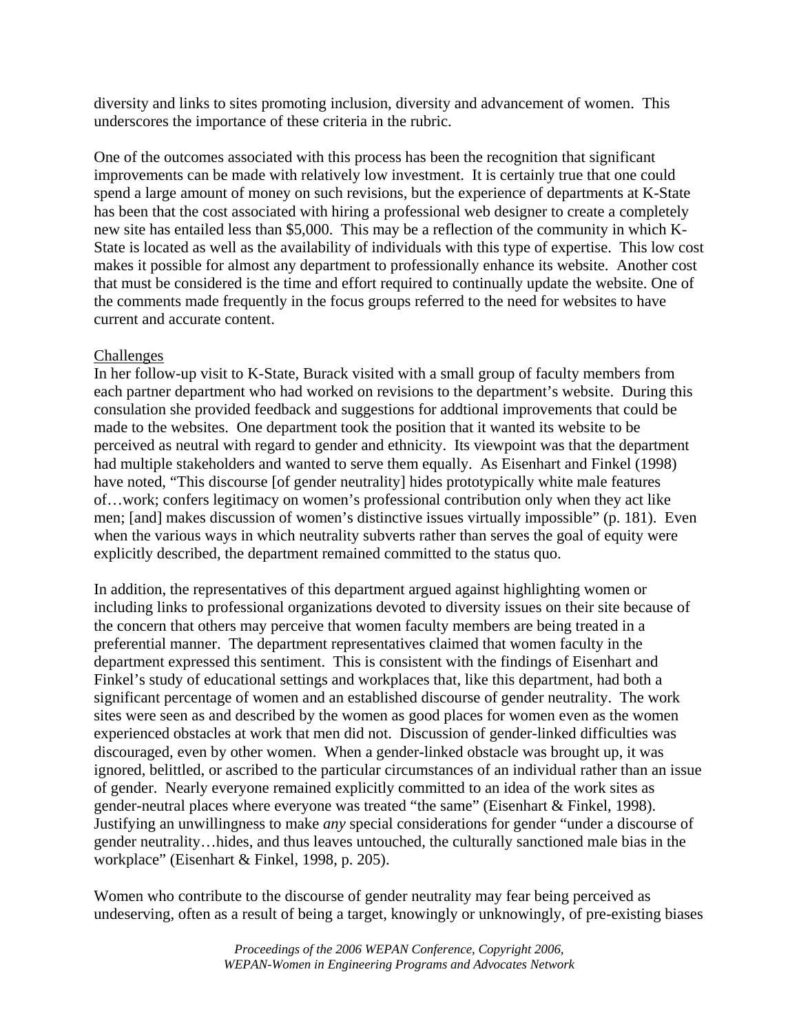diversity and links to sites promoting inclusion, diversity and advancement of women. This underscores the importance of these criteria in the rubric.

One of the outcomes associated with this process has been the recognition that significant improvements can be made with relatively low investment. It is certainly true that one could spend a large amount of money on such revisions, but the experience of departments at K-State has been that the cost associated with hiring a professional web designer to create a completely new site has entailed less than $5,000. This may be a reflection of the community in which K-State is located as well as the availability of individuals with this type of expertise. This low cost makes it possible for almost any department to professionally enhance its website. Another cost that must be considered is the time and effort required to continually update the website. One of the comments made frequently in the focus groups referred to the need for websites to have current and accurate content.

Challenges

In her follow-up visit to K-State, Burack visited with a small group of faculty members from each partner department who had worked on revisions to the department's website. During this consulation she provided feedback and suggestions for addtional improvements that could be made to the websites. One department took the position that it wanted its website to be perceived as neutral with regard to gender and ethnicity. Its viewpoint was that the department had multiple stakeholders and wanted to serve them equally. As Eisenhart and Finkel (1998) have noted, "This discourse [of gender neutrality] hides prototypically white male features of…work; confers legitimacy on women's professional contribution only when they act like men; [and] makes discussion of women's distinctive issues virtually impossible" (p. 181). Even when the various ways in which neutrality subverts rather than serves the goal of equity were explicitly described, the department remained committed to the status quo.

In addition, the representatives of this department argued against highlighting women or including links to professional organizations devoted to diversity issues on their site because of the concern that others may perceive that women faculty members are being treated in a preferential manner. The department representatives claimed that women faculty in the department expressed this sentiment. This is consistent with the findings of Eisenhart and Finkel's study of educational settings and workplaces that, like this department, had both a significant percentage of women and an established discourse of gender neutrality. The work sites were seen as and described by the women as good places for women even as the women experienced obstacles at work that men did not. Discussion of gender-linked difficulties was discouraged, even by other women. When a gender-linked obstacle was brought up, it was ignored, belittled, or ascribed to the particular circumstances of an individual rather than an issue of gender. Nearly everyone remained explicitly committed to an idea of the work sites as gender-neutral places where everyone was treated "the same" (Eisenhart & Finkel, 1998). Justifying an unwillingness to make *any* special considerations for gender "under a discourse of gender neutrality…hides, and thus leaves untouched, the culturally sanctioned male bias in the workplace" (Eisenhart & Finkel, 1998, p. 205).

Women who contribute to the discourse of gender neutrality may fear being perceived as undeserving, often as a result of being a target, knowingly or unknowingly, of pre-existing biases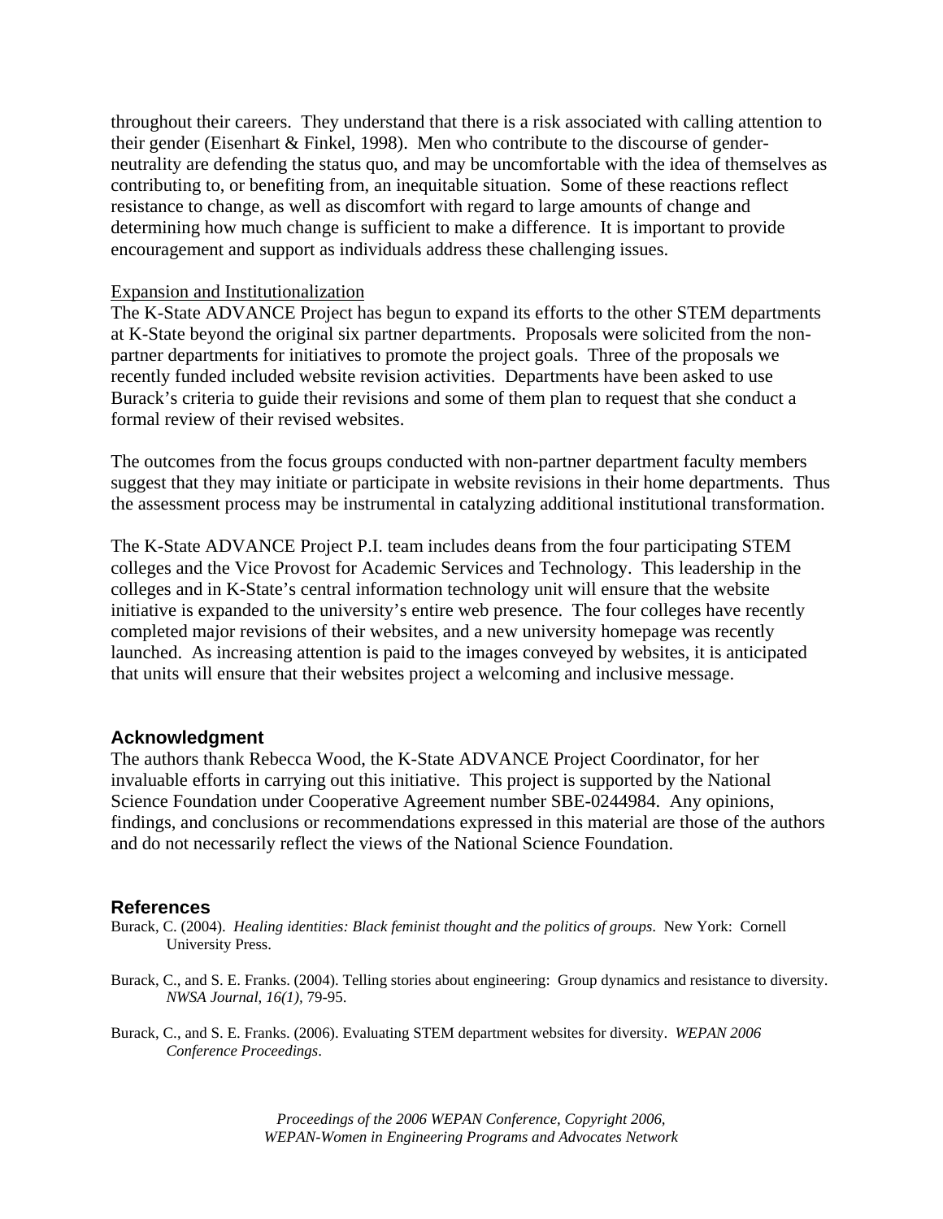throughout their careers. They understand that there is a risk associated with calling attention to their gender (Eisenhart & Finkel, 1998). Men who contribute to the discourse of gender-neutrality are defending the status quo, and may be uncomfortable with the idea of themselves as contributing to, or benefiting from, an inequitable situation. Some of these reactions reflect resistance to change, as well as discomfort with regard to large amounts of change and determining how much change is sufficient to make a difference. It is important to provide encouragement and support as individuals address these challenging issues.

Expansion and Institutionalization

The K-State ADVANCE Project has begun to expand its efforts to the other STEM departments at K-State beyond the original six partner departments. Proposals were solicited from the non-partner departments for initiatives to promote the project goals. Three of the proposals we recently funded included website revision activities. Departments have been asked to use Burack's criteria to guide their revisions and some of them plan to request that she conduct a formal review of their revised websites.

The outcomes from the focus groups conducted with non-partner department faculty members suggest that they may initiate or participate in website revisions in their home departments. Thus the assessment process may be instrumental in catalyzing additional institutional transformation.

The K-State ADVANCE Project P.I. team includes deans from the four participating STEM colleges and the Vice Provost for Academic Services and Technology. This leadership in the colleges and in K-State's central information technology unit will ensure that the website initiative is expanded to the university's entire web presence. The four colleges have recently completed major revisions of their websites, and a new university homepage was recently launched. As increasing attention is paid to the images conveyed by websites, it is anticipated that units will ensure that their websites project a welcoming and inclusive message.

## Acknowledgment

The authors thank Rebecca Wood, the K-State ADVANCE Project Coordinator, for her invaluable efforts in carrying out this initiative. This project is supported by the National Science Foundation under Cooperative Agreement number SBE-0244984. Any opinions, findings, and conclusions or recommendations expressed in this material are those of the authors and do not necessarily reflect the views of the National Science Foundation.

## References

Burack, C. (2004). *Healing identities: Black feminist thought and the politics of groups*. New York: Cornell University Press.

Burack, C., and S. E. Franks. (2004). Telling stories about engineering: Group dynamics and resistance to diversity. *NWSA Journal*, *16(1)*, 79-95.

Burack, C., and S. E. Franks. (2006). Evaluating STEM department websites for diversity. *WEPAN 2006 Conference Proceedings*.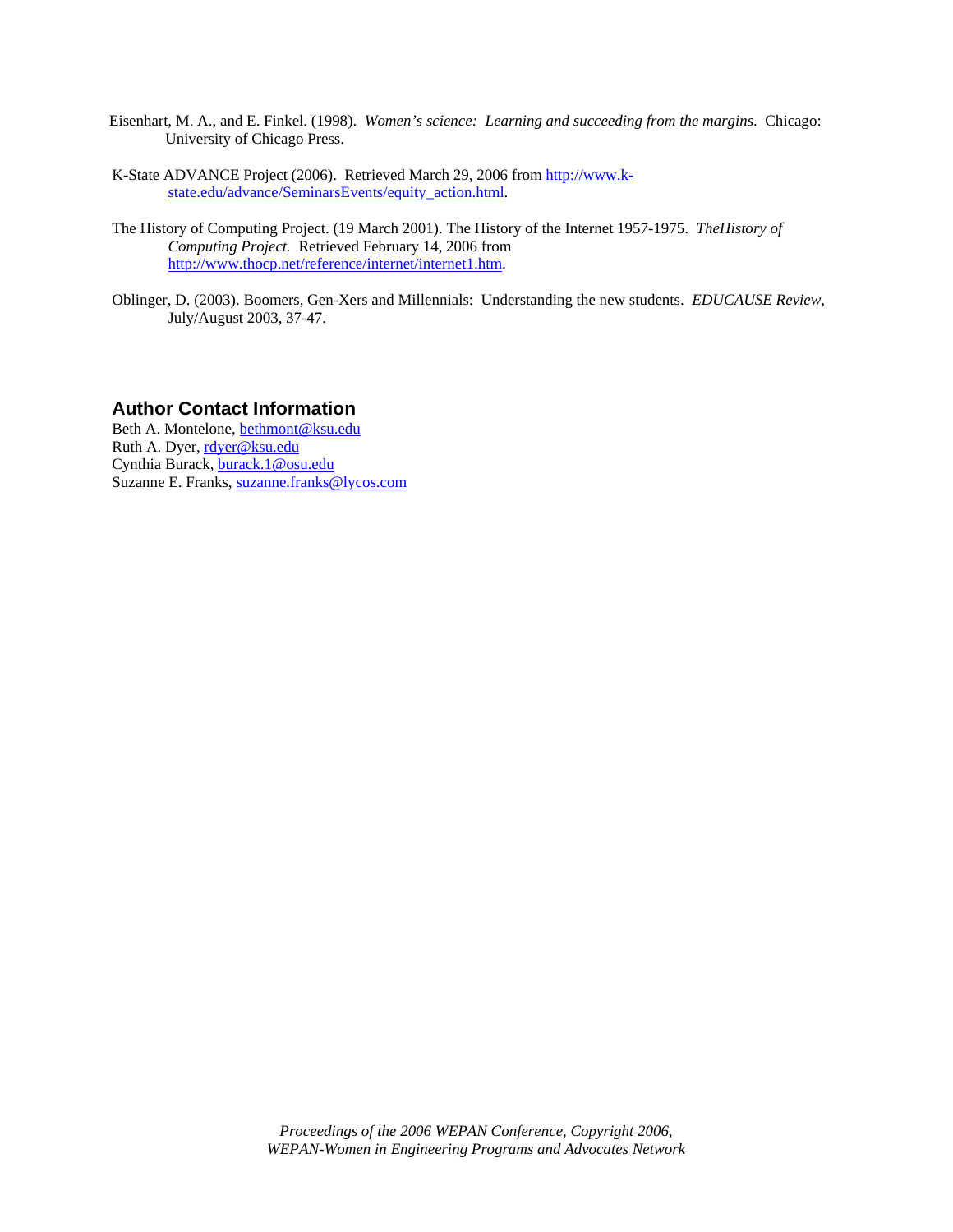Eisenhart, M. A., and E. Finkel. (1998). *Women's science: Learning and succeeding from the margins*. Chicago: University of Chicago Press.

K-State ADVANCE Project (2006). Retrieved March 29, 2006 from http://www.k-state.edu/advance/SeminarsEvents/equity_action.html.

The History of Computing Project. (19 March 2001). The History of the Internet 1957-1975. *TheHistory of Computing Project.* Retrieved February 14, 2006 from http://www.thocp.net/reference/internet/internet1.htm.

Oblinger, D. (2003). Boomers, Gen-Xers and Millennials: Understanding the new students. *EDUCAUSE Review*, July/August 2003, 37-47.

## Author Contact Information

Beth A. Montelone, bethmont@ksu.edu
Ruth A. Dyer, rdyer@ksu.edu
Cynthia Burack, burack.1@osu.edu
Suzanne E. Franks, suzanne.franks@lycos.com